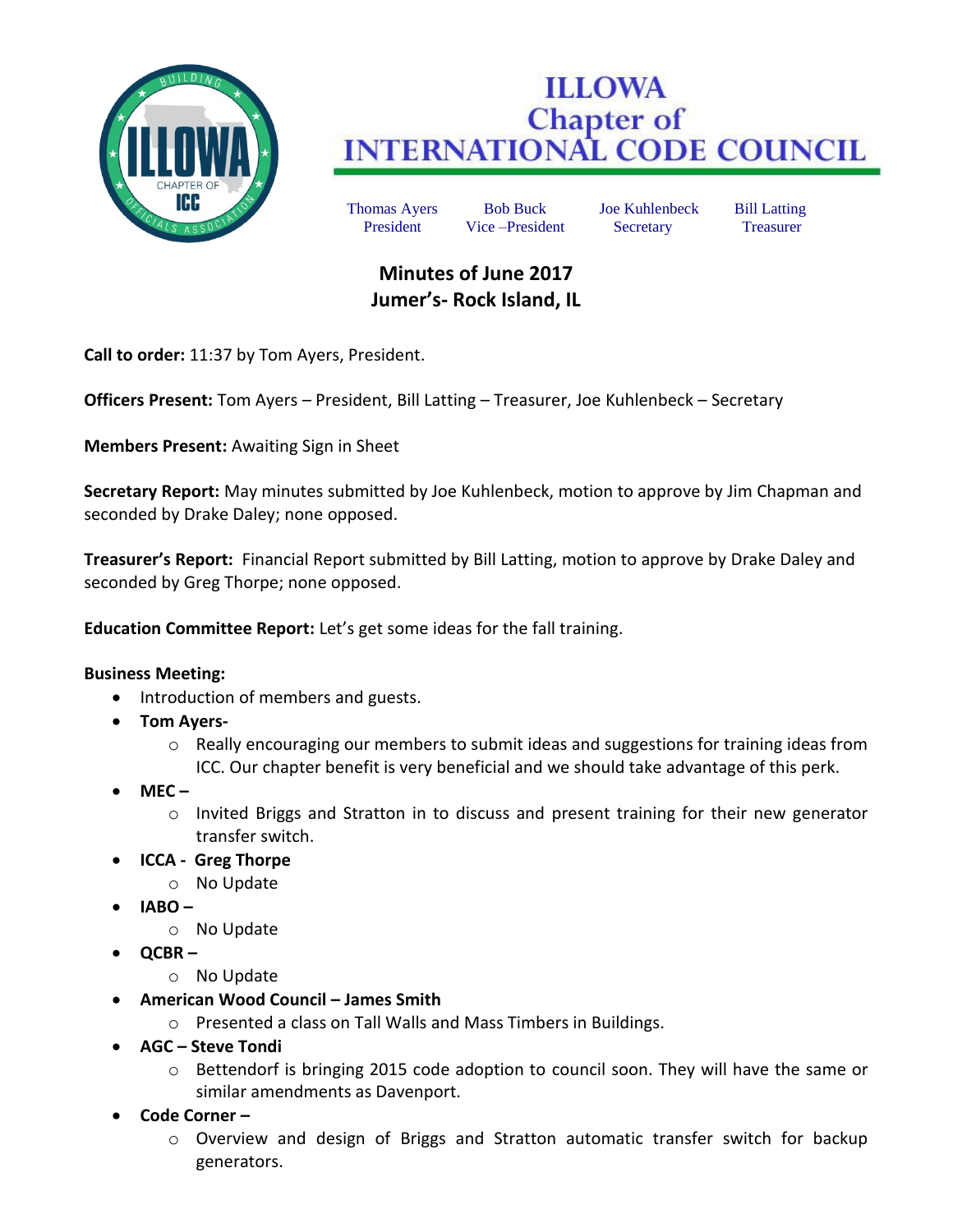# ILLOWA Chapter of INTERNATIONAL CODE COUNCIL

| Thomas Ayers | Bob Buck | Joe Kuhlenbeck | Bill Latting |
|---|---|---|---|
| President | Vice –President | Secretary | Treasurer |

## Minutes of June 2017
## Jumer's- Rock Island, IL

**Call to order:** 11:37 by Tom Ayers, President.

**Officers Present:** Tom Ayers – President, Bill Latting – Treasurer, Joe Kuhlenbeck – Secretary

**Members Present:** Awaiting Sign in Sheet

**Secretary Report:** May minutes submitted by Joe Kuhlenbeck, motion to approve by Jim Chapman and seconded by Drake Daley; none opposed.

**Treasurer's Report:** Financial Report submitted by Bill Latting, motion to approve by Drake Daley and seconded by Greg Thorpe; none opposed.

**Education Committee Report:** Let's get some ideas for the fall training.

**Business Meeting:**

- Introduction of members and guests.
- **Tom Ayers-**
  - Really encouraging our members to submit ideas and suggestions for training ideas from ICC. Our chapter benefit is very beneficial and we should take advantage of this perk.
- **MEC –**
  - Invited Briggs and Stratton in to discuss and present training for their new generator transfer switch.
- **ICCA - Greg Thorpe**
  - No Update
- **IABO –**
  - No Update
- **QCBR –**
  - No Update
- **American Wood Council – James Smith**
  - Presented a class on Tall Walls and Mass Timbers in Buildings.
- **AGC – Steve Tondi**
  - Bettendorf is bringing 2015 code adoption to council soon. They will have the same or similar amendments as Davenport.
- **Code Corner –**
  - Overview and design of Briggs and Stratton automatic transfer switch for backup generators.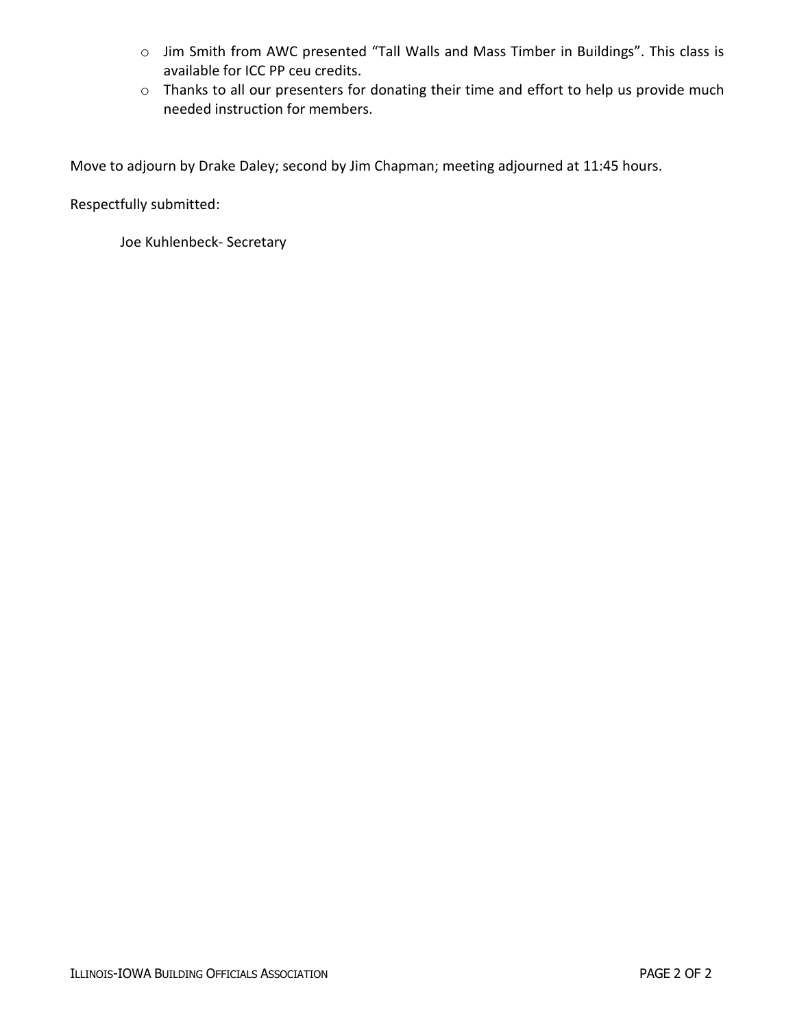- Jim Smith from AWC presented "Tall Walls and Mass Timber in Buildings". This class is available for ICC PP ceu credits.
- Thanks to all our presenters for donating their time and effort to help us provide much needed instruction for members.

Move to adjourn by Drake Daley; second by Jim Chapman; meeting adjourned at 11:45 hours.

Respectfully submitted:

Joe Kuhlenbeck- Secretary